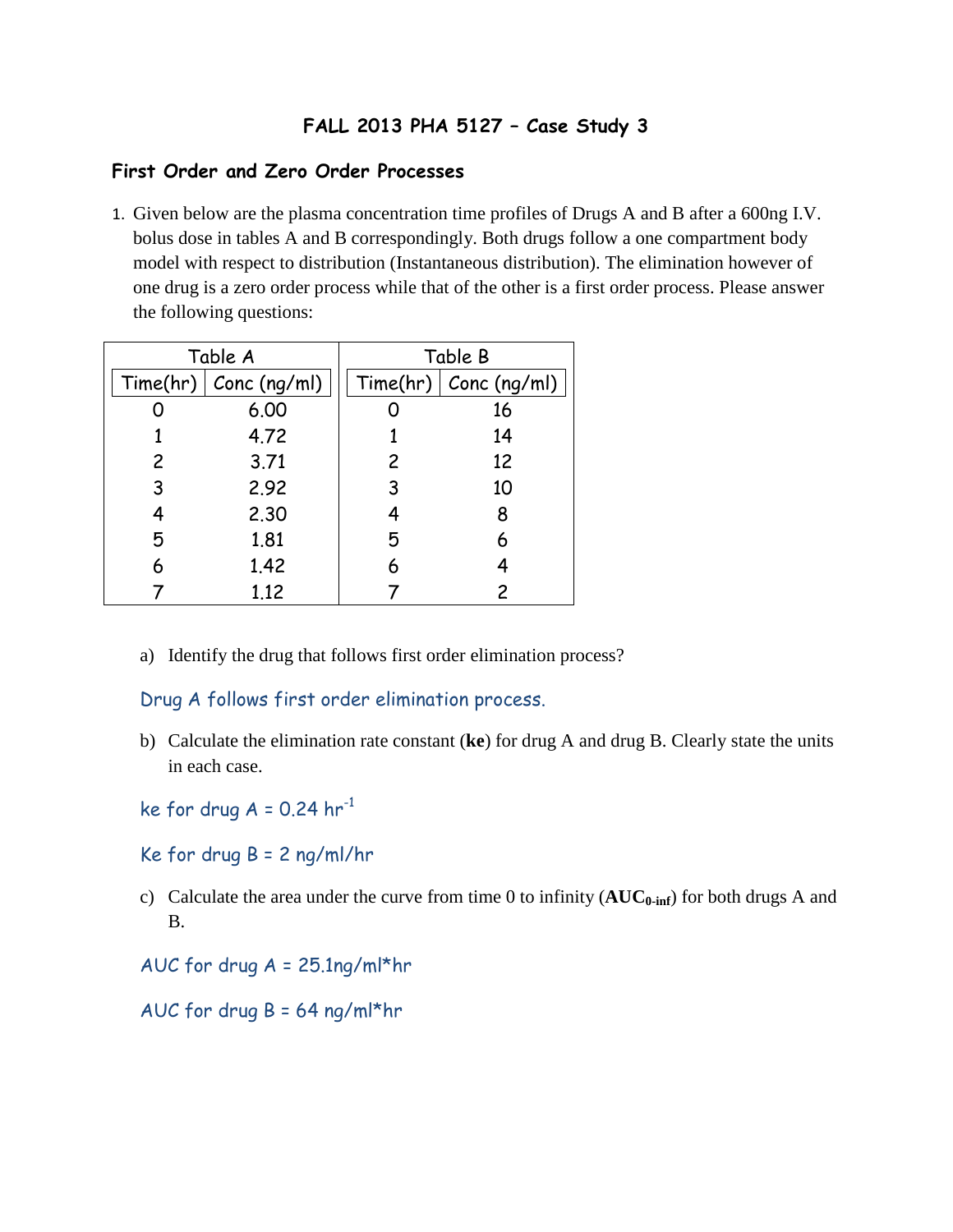# FALL 2013 PHA 5127 – Case Study 3

## First Order and Zero Order Processes

1. Given below are the plasma concentration time profiles of Drugs A and B after a 600ng I.V. bolus dose in tables A and B correspondingly. Both drugs follow a one compartment body model with respect to distribution (Instantaneous distribution). The elimination however of one drug is a zero order process while that of the other is a first order process. Please answer the following questions:

| Table A | | Table B | |
|---|---|---|---|
| Time(hr) | Conc (ng/ml) | Time(hr) | Conc (ng/ml) |
| 0 | 6.00 | 0 | 16 |
| 1 | 4.72 | 1 | 14 |
| 2 | 3.71 | 2 | 12 |
| 3 | 2.92 | 3 | 10 |
| 4 | 2.30 | 4 | 8 |
| 5 | 1.81 | 5 | 6 |
| 6 | 1.42 | 6 | 4 |
| 7 | 1.12 | 7 | 2 |

a) Identify the drug that follows first order elimination process?

Drug A follows first order elimination process.

b) Calculate the elimination rate constant (**ke**) for drug A and drug B. Clearly state the units in each case.

ke for drug A = 0.24 $hr^{-1}$

Ke for drug B = 2 ng/ml/hr

c) Calculate the area under the curve from time 0 to infinity (**$AUC_{0\text{-inf}}$**) for both drugs A and B.

AUC for drug A = 25.1ng/ml*hr

AUC for drug B = 64 ng/ml*hr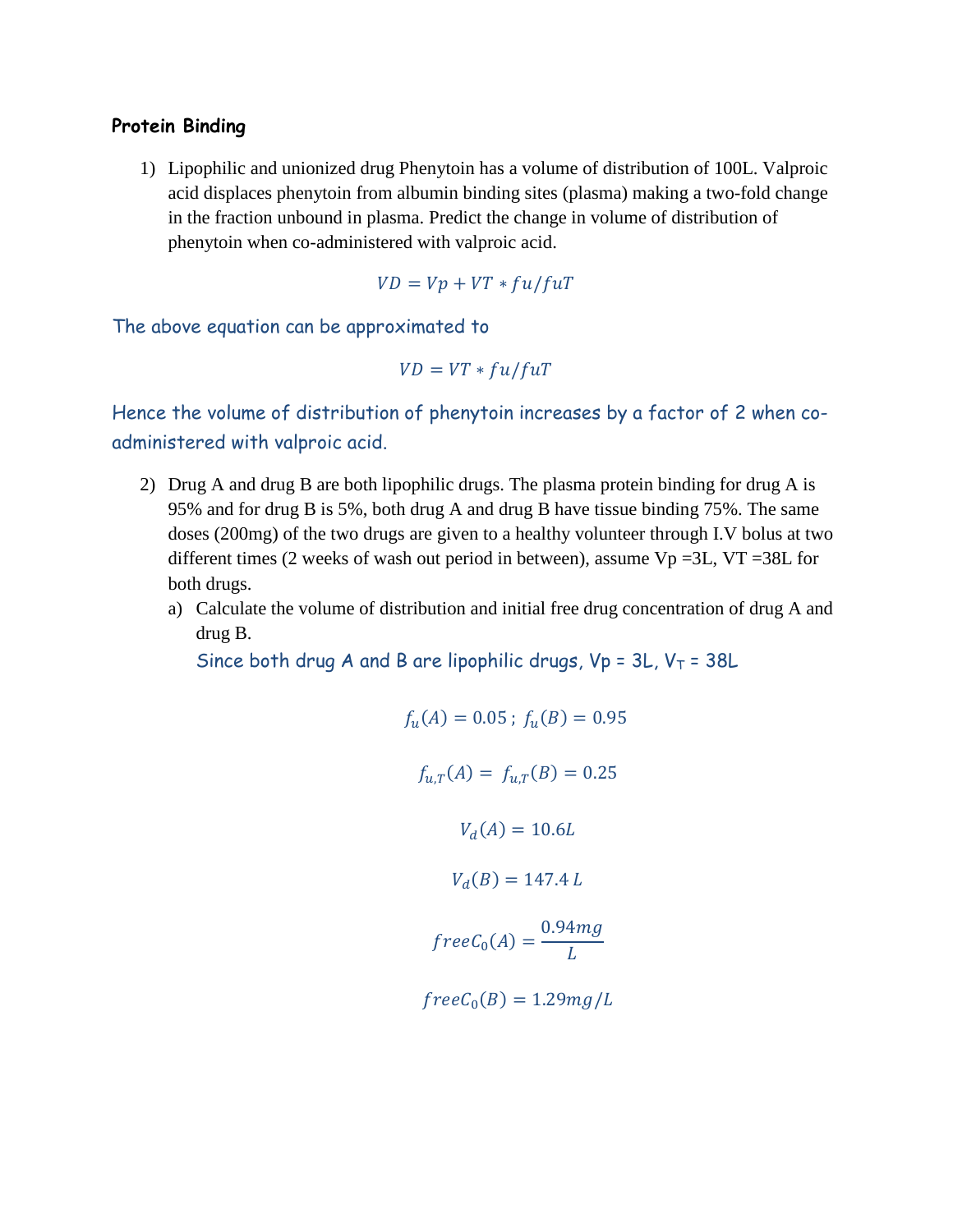**Protein Binding**

1) Lipophilic and unionized drug Phenytoin has a volume of distribution of 100L. Valproic acid displaces phenytoin from albumin binding sites (plasma) making a two-fold change in the fraction unbound in plasma. Predict the change in volume of distribution of phenytoin when co-administered with valproic acid.

$$VD = Vp + VT * fu/fuT$$

The above equation can be approximated to

$$VD = VT * fu/fuT$$

Hence the volume of distribution of phenytoin increases by a factor of 2 when co-administered with valproic acid.

2) Drug A and drug B are both lipophilic drugs. The plasma protein binding for drug A is 95% and for drug B is 5%, both drug A and drug B have tissue binding 75%. The same doses (200mg) of the two drugs are given to a healthy volunteer through I.V bolus at two different times (2 weeks of wash out period in between), assume Vp =3L, VT =38L for both drugs.

   a) Calculate the volume of distribution and initial free drug concentration of drug A and drug B.

      Since both drug A and B are lipophilic drugs, Vp = 3L, $V_T$ = 38L

$$f_u(A) = 0.05\,;\; f_u(B) = 0.95$$

$$f_{u,T}(A) = \; f_{u,T}(B) = 0.25$$

$$V_d(A) = 10.6L$$

$$V_d(B) = 147.4\,L$$

$$freeC_0(A) = \frac{0.94mg}{L}$$

$$freeC_0(B) = 1.29mg/L$$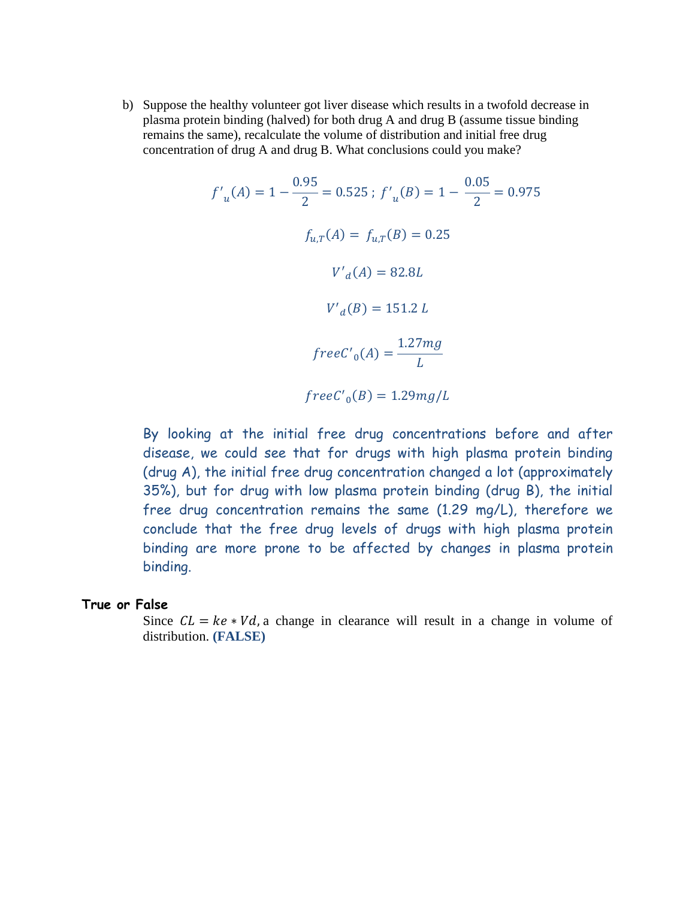b) Suppose the healthy volunteer got liver disease which results in a twofold decrease in plasma protein binding (halved) for both drug A and drug B (assume tissue binding remains the same), recalculate the volume of distribution and initial free drug concentration of drug A and drug B. What conclusions could you make?

$$f'_u(A) = 1 - \frac{0.95}{2} = 0.525\ ;\ f'_u(B) = 1 - \frac{0.05}{2} = 0.975$$

$$f_{u,T}(A) = f_{u,T}(B) = 0.25$$

$$V'_d(A) = 82.8L$$

$$V'_d(B) = 151.2\ L$$

$$freeC'_0(A) = \frac{1.27mg}{L}$$

$$freeC'_0(B) = 1.29mg/L$$

By looking at the initial free drug concentrations before and after disease, we could see that for drugs with high plasma protein binding (drug A), the initial free drug concentration changed a lot (approximately 35%), but for drug with low plasma protein binding (drug B), the initial free drug concentration remains the same (1.29 mg/L), therefore we conclude that the free drug levels of drugs with high plasma protein binding are more prone to be affected by changes in plasma protein binding.

**True or False**

Since $CL = ke * Vd$, a change in clearance will result in a change in volume of distribution. **(FALSE)**